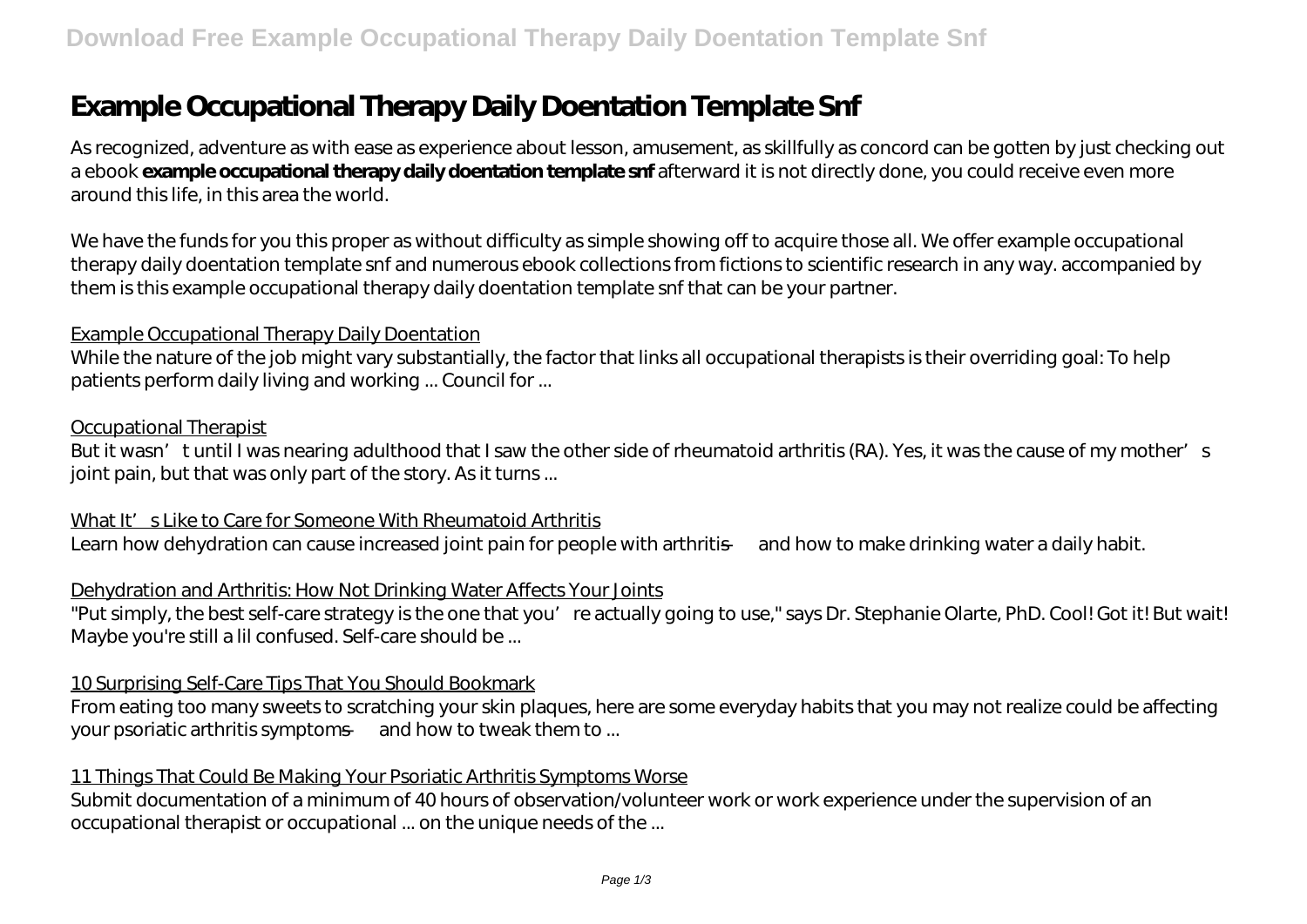# Example Occupational Therapy Daily Doentation Template Snf

As recognized, adventure as with ease as experience about lesson, amusement, as skillfully as concord can be gotten by just checking out a ebook **example occupational therapy daily doentation template snf** afterward it is not directly done, you could receive even more around this life, in this area the world.

We have the funds for you this proper as without difficulty as simple showing off to acquire those all. We offer example occupational therapy daily doentation template snf and numerous ebook collections from fictions to scientific research in any way. accompanied by them is this example occupational therapy daily doentation template snf that can be your partner.

## Example Occupational Therapy Daily Doentation

While the nature of the job might vary substantially, the factor that links all occupational therapists is their overriding goal: To help patients perform daily living and working ... Council for ...

## Occupational Therapist

But it wasn't until I was nearing adulthood that I saw the other side of rheumatoid arthritis (RA). Yes, it was the cause of my mother's joint pain, but that was only part of the story. As it turns ...

## What It's Like to Care for Someone With Rheumatoid Arthritis

Learn how dehydration can cause increased joint pain for people with arthritis — and how to make drinking water a daily habit.

## Dehydration and Arthritis: How Not Drinking Water Affects Your Joints

"Put simply, the best self-care strategy is the one that you're actually going to use," says Dr. Stephanie Olarte, PhD. Cool! Got it! But wait! Maybe you're still a lil confused. Self-care should be ...

## 10 Surprising Self-Care Tips That You Should Bookmark

From eating too many sweets to scratching your skin plaques, here are some everyday habits that you may not realize could be affecting your psoriatic arthritis symptoms — and how to tweak them to ...

## 11 Things That Could Be Making Your Psoriatic Arthritis Symptoms Worse

Submit documentation of a minimum of 40 hours of observation/volunteer work or work experience under the supervision of an occupational therapist or occupational ... on the unique needs of the ...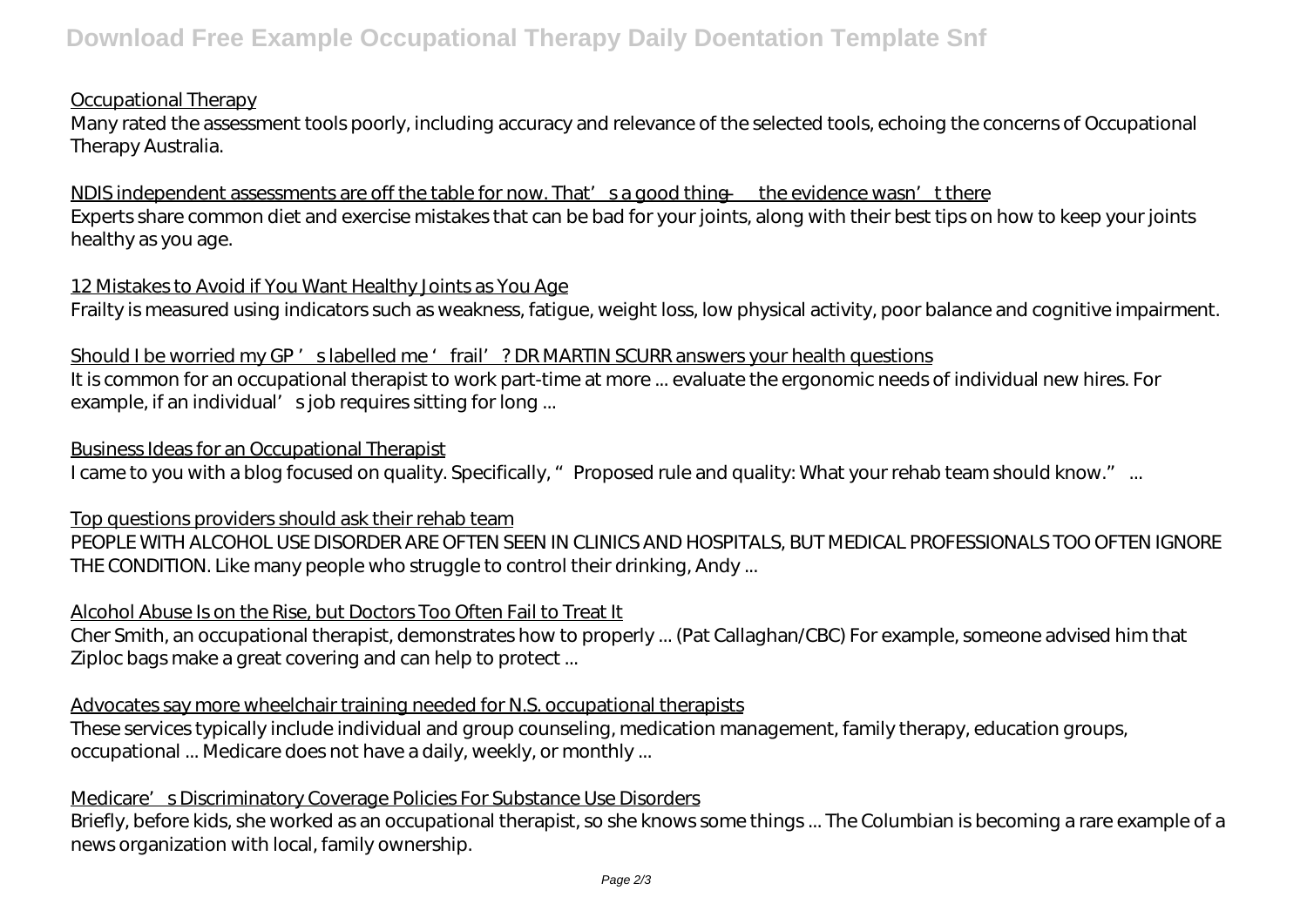Occupational Therapy

Many rated the assessment tools poorly, including accuracy and relevance of the selected tools, echoing the concerns of Occupational Therapy Australia.

NDIS independent assessments are off the table for now. That's a good thing — the evidence wasn't there

Experts share common diet and exercise mistakes that can be bad for your joints, along with their best tips on how to keep your joints healthy as you age.

12 Mistakes to Avoid if You Want Healthy Joints as You Age

Frailty is measured using indicators such as weakness, fatigue, weight loss, low physical activity, poor balance and cognitive impairment.

Should I be worried my GP's labelled me 'frail'? DR MARTIN SCURR answers your health questions

It is common for an occupational therapist to work part-time at more ... evaluate the ergonomic needs of individual new hires. For example, if an individual's job requires sitting for long ...

Business Ideas for an Occupational Therapist

I came to you with a blog focused on quality. Specifically, "Proposed rule and quality: What your rehab team should know." ...

Top questions providers should ask their rehab team

PEOPLE WITH ALCOHOL USE DISORDER ARE OFTEN SEEN IN CLINICS AND HOSPITALS, BUT MEDICAL PROFESSIONALS TOO OFTEN IGNORE THE CONDITION. Like many people who struggle to control their drinking, Andy ...

Alcohol Abuse Is on the Rise, but Doctors Too Often Fail to Treat It

Cher Smith, an occupational therapist, demonstrates how to properly ... (Pat Callaghan/CBC) For example, someone advised him that Ziploc bags make a great covering and can help to protect ...

Advocates say more wheelchair training needed for N.S. occupational therapists

These services typically include individual and group counseling, medication management, family therapy, education groups, occupational ... Medicare does not have a daily, weekly, or monthly ...

Medicare's Discriminatory Coverage Policies For Substance Use Disorders

Briefly, before kids, she worked as an occupational therapist, so she knows some things ... The Columbian is becoming a rare example of a news organization with local, family ownership.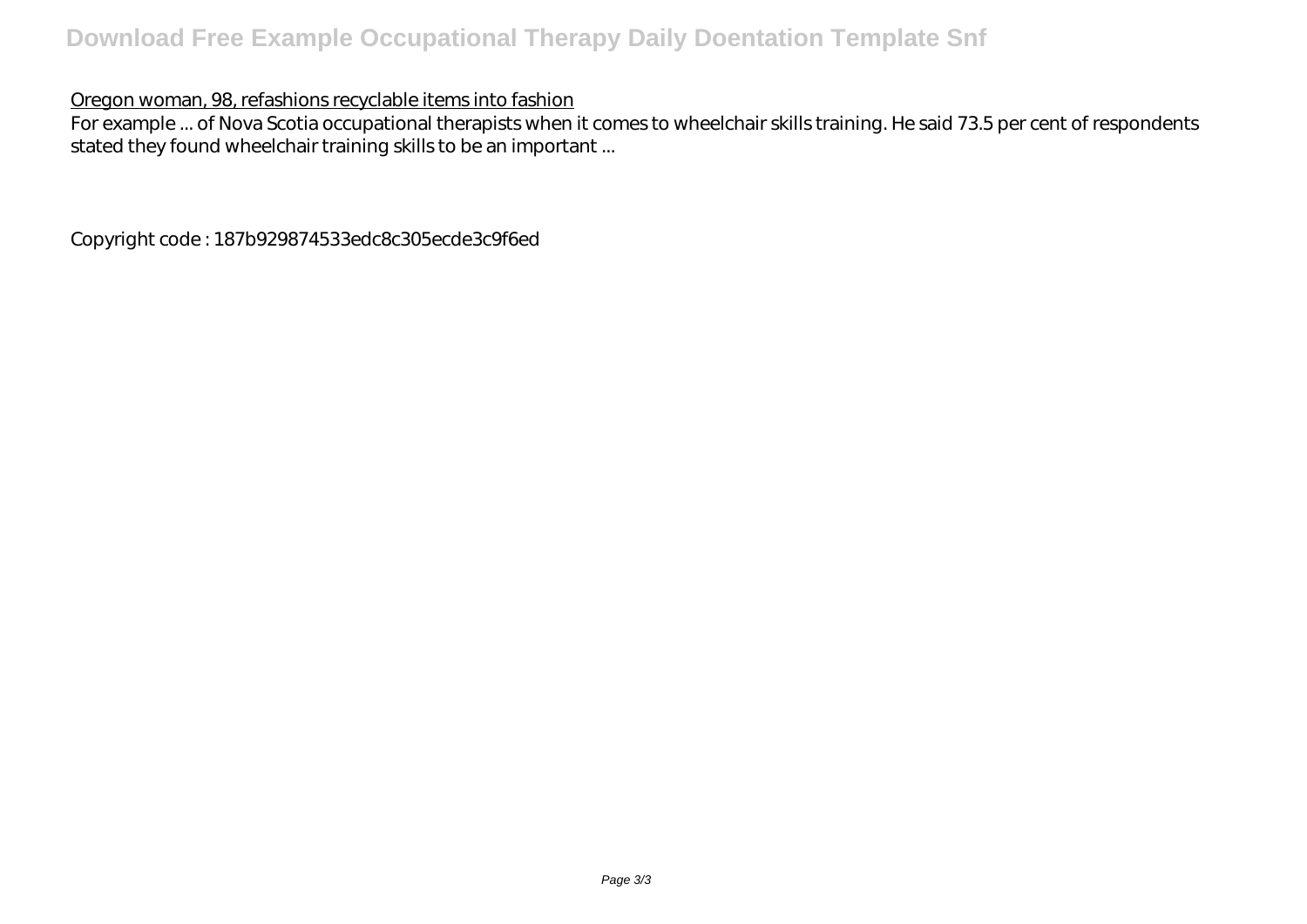Oregon woman, 98, refashions recyclable items into fashion

For example ... of Nova Scotia occupational therapists when it comes to wheelchair skills training. He said 73.5 per cent of respondents stated they found wheelchair training skills to be an important ...

Copyright code : 187b929874533edc8c305ecde3c9f6ed